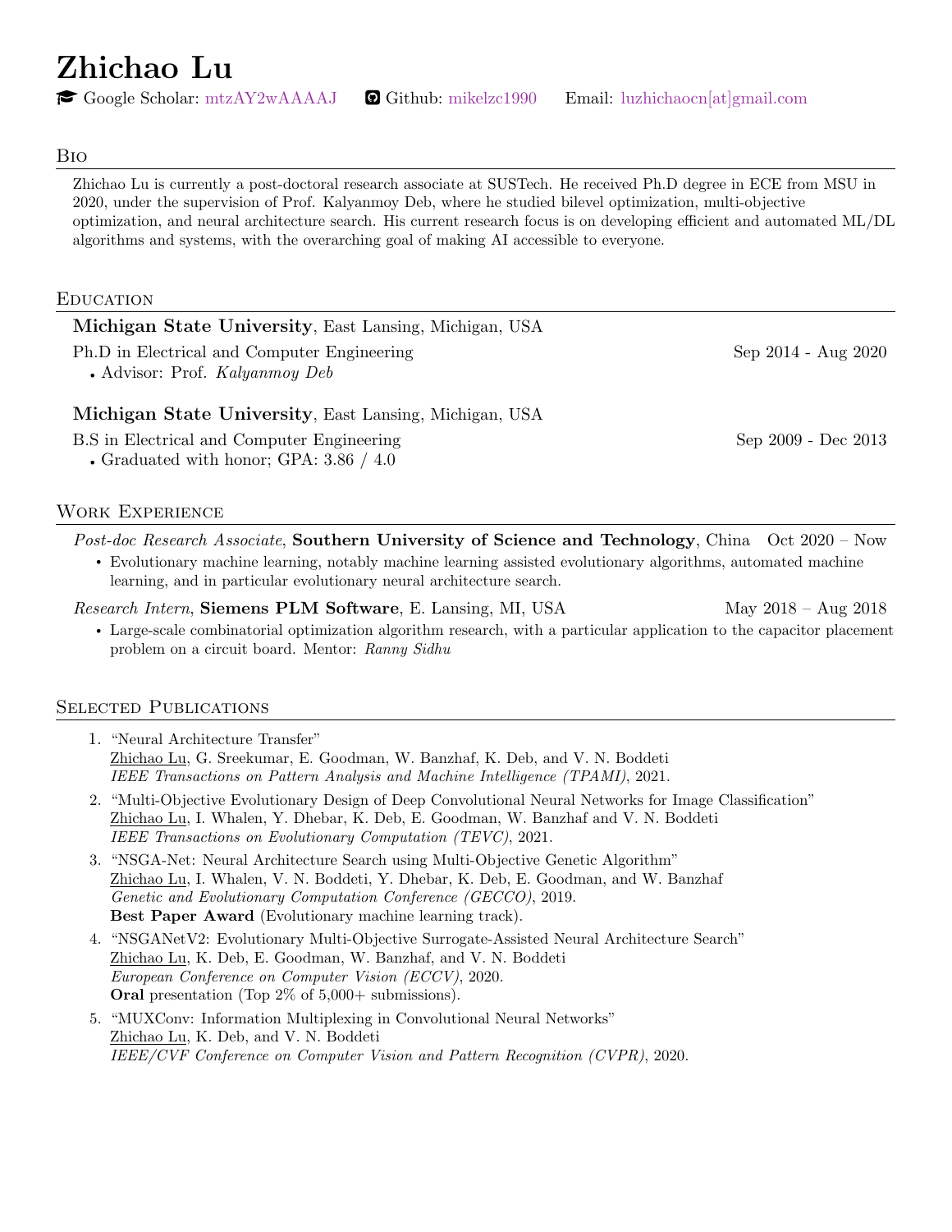# Zhichao Lu

Google Scholar: mtzAY2wAAAAJ Github: mikelzc1990 Email: luzhichaocn[at]gmail.com

## Bio

Zhichao Lu is currently a post-doctoral research associate at SUSTech. He received Ph.D degree in ECE from MSU in 2020, under the supervision of Prof. Kalyanmoy Deb, where he studied bilevel optimization, multi-objective optimization, and neural architecture search. His current research focus is on developing efficient and automated ML/DL algorithms and systems, with the overarching goal of making AI accessible to everyone.

## Education

**Michigan State University**, East Lansing, Michigan, USA

Ph.D in Electrical and Computer Engineering — Sep 2014 - Aug 2020

- Advisor: Prof. *Kalyanmoy Deb*

**Michigan State University**, East Lansing, Michigan, USA

B.S in Electrical and Computer Engineering — Sep 2009 - Dec 2013

- Graduated with honor; GPA: 3.86 / 4.0

## Work Experience

*Post-doc Research Associate*, **Southern University of Science and Technology**, China — Oct 2020 – Now

- Evolutionary machine learning, notably machine learning assisted evolutionary algorithms, automated machine learning, and in particular evolutionary neural architecture search.

*Research Intern*, **Siemens PLM Software**, E. Lansing, MI, USA — May 2018 – Aug 2018

- Large-scale combinatorial optimization algorithm research, with a particular application to the capacitor placement problem on a circuit board. Mentor: *Ranny Sidhu*

## Selected Publications

1. "Neural Architecture Transfer"
   Zhichao Lu, G. Sreekumar, E. Goodman, W. Banzhaf, K. Deb, and V. N. Boddeti
   *IEEE Transactions on Pattern Analysis and Machine Intelligence (TPAMI)*, 2021.
2. "Multi-Objective Evolutionary Design of Deep Convolutional Neural Networks for Image Classification"
   Zhichao Lu, I. Whalen, Y. Dhebar, K. Deb, E. Goodman, W. Banzhaf and V. N. Boddeti
   *IEEE Transactions on Evolutionary Computation (TEVC)*, 2021.
3. "NSGA-Net: Neural Architecture Search using Multi-Objective Genetic Algorithm"
   Zhichao Lu, I. Whalen, V. N. Boddeti, Y. Dhebar, K. Deb, E. Goodman, and W. Banzhaf
   *Genetic and Evolutionary Computation Conference (GECCO)*, 2019.
   **Best Paper Award** (Evolutionary machine learning track).
4. "NSGANetV2: Evolutionary Multi-Objective Surrogate-Assisted Neural Architecture Search"
   Zhichao Lu, K. Deb, E. Goodman, W. Banzhaf, and V. N. Boddeti
   *European Conference on Computer Vision (ECCV)*, 2020.
   **Oral** presentation (Top 2% of 5,000+ submissions).
5. "MUXConv: Information Multiplexing in Convolutional Neural Networks"
   Zhichao Lu, K. Deb, and V. N. Boddeti
   *IEEE/CVF Conference on Computer Vision and Pattern Recognition (CVPR)*, 2020.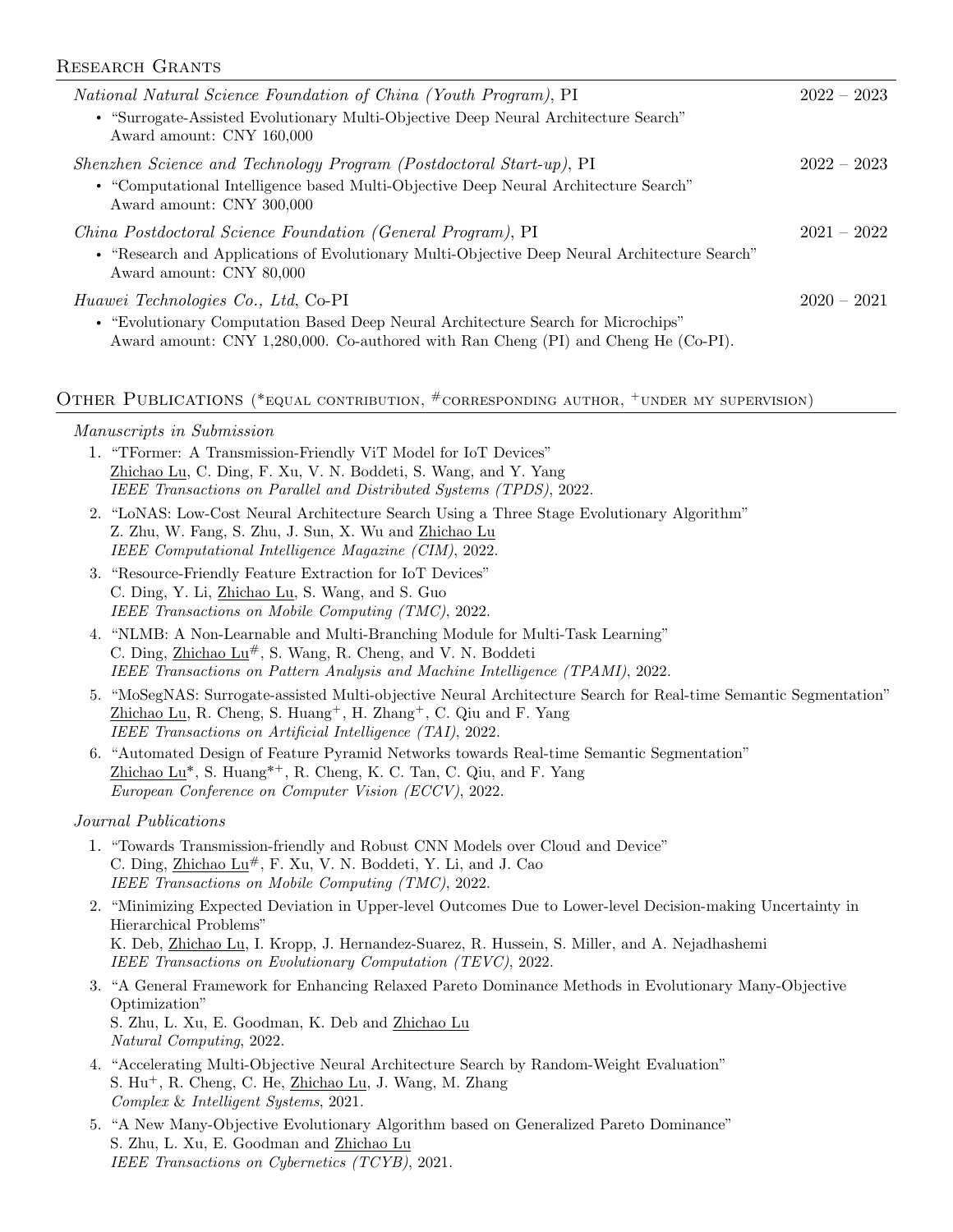## Research Grants

*National Natural Science Foundation of China (Youth Program)*, PI — 2022 – 2023

- "Surrogate-Assisted Evolutionary Multi-Objective Deep Neural Architecture Search"
  Award amount: CNY 160,000

*Shenzhen Science and Technology Program (Postdoctoral Start-up)*, PI — 2022 – 2023

- "Computational Intelligence based Multi-Objective Deep Neural Architecture Search"
  Award amount: CNY 300,000

*China Postdoctoral Science Foundation (General Program)*, PI — 2021 – 2022

- "Research and Applications of Evolutionary Multi-Objective Deep Neural Architecture Search"
  Award amount: CNY 80,000

*Huawei Technologies Co., Ltd*, Co-PI — 2020 – 2021

- "Evolutionary Computation Based Deep Neural Architecture Search for Microchips"
  Award amount: CNY 1,280,000. Co-authored with Ran Cheng (PI) and Cheng He (Co-PI).

## Other Publications (*equal contribution, #corresponding author, +under my supervision)

*Manuscripts in Submission*

1. "TFormer: A Transmission-Friendly ViT Model for IoT Devices"
   Zhichao Lu, C. Ding, F. Xu, V. N. Boddeti, S. Wang, and Y. Yang
   *IEEE Transactions on Parallel and Distributed Systems (TPDS)*, 2022.
2. "LoNAS: Low-Cost Neural Architecture Search Using a Three Stage Evolutionary Algorithm"
   Z. Zhu, W. Fang, S. Zhu, J. Sun, X. Wu and Zhichao Lu
   *IEEE Computational Intelligence Magazine (CIM)*, 2022.
3. "Resource-Friendly Feature Extraction for IoT Devices"
   C. Ding, Y. Li, Zhichao Lu, S. Wang, and S. Guo
   *IEEE Transactions on Mobile Computing (TMC)*, 2022.
4. "NLMB: A Non-Learnable and Multi-Branching Module for Multi-Task Learning"
   C. Ding, Zhichao Lu#, S. Wang, R. Cheng, and V. N. Boddeti
   *IEEE Transactions on Pattern Analysis and Machine Intelligence (TPAMI)*, 2022.
5. "MoSegNAS: Surrogate-assisted Multi-objective Neural Architecture Search for Real-time Semantic Segmentation"
   Zhichao Lu, R. Cheng, S. Huang+, H. Zhang+, C. Qiu and F. Yang
   *IEEE Transactions on Artificial Intelligence (TAI)*, 2022.
6. "Automated Design of Feature Pyramid Networks towards Real-time Semantic Segmentation"
   Zhichao Lu*, S. Huang*+, R. Cheng, K. C. Tan, C. Qiu, and F. Yang
   *European Conference on Computer Vision (ECCV)*, 2022.

*Journal Publications*

1. "Towards Transmission-friendly and Robust CNN Models over Cloud and Device"
   C. Ding, Zhichao Lu#, F. Xu, V. N. Boddeti, Y. Li, and J. Cao
   *IEEE Transactions on Mobile Computing (TMC)*, 2022.
2. "Minimizing Expected Deviation in Upper-level Outcomes Due to Lower-level Decision-making Uncertainty in Hierarchical Problems"
   K. Deb, Zhichao Lu, I. Kropp, J. Hernandez-Suarez, R. Hussein, S. Miller, and A. Nejadhashemi
   *IEEE Transactions on Evolutionary Computation (TEVC)*, 2022.
3. "A General Framework for Enhancing Relaxed Pareto Dominance Methods in Evolutionary Many-Objective Optimization"
   S. Zhu, L. Xu, E. Goodman, K. Deb and Zhichao Lu
   *Natural Computing*, 2022.
4. "Accelerating Multi-Objective Neural Architecture Search by Random-Weight Evaluation"
   S. Hu+, R. Cheng, C. He, Zhichao Lu, J. Wang, M. Zhang
   *Complex & Intelligent Systems*, 2021.
5. "A New Many-Objective Evolutionary Algorithm based on Generalized Pareto Dominance"
   S. Zhu, L. Xu, E. Goodman and Zhichao Lu
   *IEEE Transactions on Cybernetics (TCYB)*, 2021.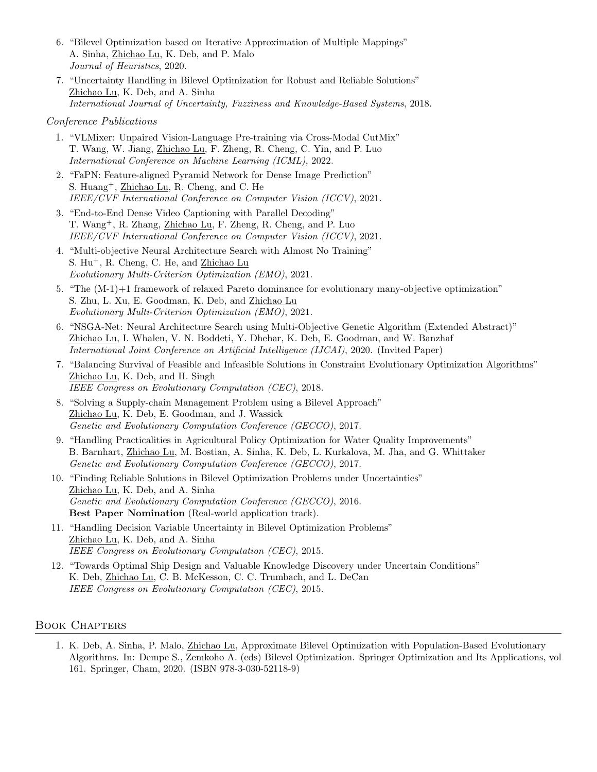6. "Bilevel Optimization based on Iterative Approximation of Multiple Mappings"
   A. Sinha, Zhichao Lu, K. Deb, and P. Malo
   *Journal of Heuristics*, 2020.
7. "Uncertainty Handling in Bilevel Optimization for Robust and Reliable Solutions"
   Zhichao Lu, K. Deb, and A. Sinha
   *International Journal of Uncertainty, Fuzziness and Knowledge-Based Systems*, 2018.

*Conference Publications*

1. "VLMixer: Unpaired Vision-Language Pre-training via Cross-Modal CutMix"
   T. Wang, W. Jiang, Zhichao Lu, F. Zheng, R. Cheng, C. Yin, and P. Luo
   *International Conference on Machine Learning (ICML)*, 2022.
2. "FaPN: Feature-aligned Pyramid Network for Dense Image Prediction"
   S. Huang$^{+}$, Zhichao Lu, R. Cheng, and C. He
   *IEEE/CVF International Conference on Computer Vision (ICCV)*, 2021.
3. "End-to-End Dense Video Captioning with Parallel Decoding"
   T. Wang$^{+}$, R. Zhang, Zhichao Lu, F. Zheng, R. Cheng, and P. Luo
   *IEEE/CVF International Conference on Computer Vision (ICCV)*, 2021.
4. "Multi-objective Neural Architecture Search with Almost No Training"
   S. Hu$^{+}$, R. Cheng, C. He, and Zhichao Lu
   *Evolutionary Multi-Criterion Optimization (EMO)*, 2021.
5. "The (M-1)+1 framework of relaxed Pareto dominance for evolutionary many-objective optimization"
   S. Zhu, L. Xu, E. Goodman, K. Deb, and Zhichao Lu
   *Evolutionary Multi-Criterion Optimization (EMO)*, 2021.
6. "NSGA-Net: Neural Architecture Search using Multi-Objective Genetic Algorithm (Extended Abstract)"
   Zhichao Lu, I. Whalen, V. N. Boddeti, Y. Dhebar, K. Deb, E. Goodman, and W. Banzhaf
   *International Joint Conference on Artificial Intelligence (IJCAI)*, 2020. (Invited Paper)
7. "Balancing Survival of Feasible and Infeasible Solutions in Constraint Evolutionary Optimization Algorithms"
   Zhichao Lu, K. Deb, and H. Singh
   *IEEE Congress on Evolutionary Computation (CEC)*, 2018.
8. "Solving a Supply-chain Management Problem using a Bilevel Approach"
   Zhichao Lu, K. Deb, E. Goodman, and J. Wassick
   *Genetic and Evolutionary Computation Conference (GECCO)*, 2017.
9. "Handling Practicalities in Agricultural Policy Optimization for Water Quality Improvements"
   B. Barnhart, Zhichao Lu, M. Bostian, A. Sinha, K. Deb, L. Kurkalova, M. Jha, and G. Whittaker
   *Genetic and Evolutionary Computation Conference (GECCO)*, 2017.
10. "Finding Reliable Solutions in Bilevel Optimization Problems under Uncertainties"
    Zhichao Lu, K. Deb, and A. Sinha
    *Genetic and Evolutionary Computation Conference (GECCO)*, 2016.
    **Best Paper Nomination** (Real-world application track).
11. "Handling Decision Variable Uncertainty in Bilevel Optimization Problems"
    Zhichao Lu, K. Deb, and A. Sinha
    *IEEE Congress on Evolutionary Computation (CEC)*, 2015.
12. "Towards Optimal Ship Design and Valuable Knowledge Discovery under Uncertain Conditions"
    K. Deb, Zhichao Lu, C. B. McKesson, C. C. Trumbach, and L. DeCan
    *IEEE Congress on Evolutionary Computation (CEC)*, 2015.

## Book Chapters

1. K. Deb, A. Sinha, P. Malo, Zhichao Lu, Approximate Bilevel Optimization with Population-Based Evolutionary Algorithms. In: Dempe S., Zemkoho A. (eds) Bilevel Optimization. Springer Optimization and Its Applications, vol 161. Springer, Cham, 2020. (ISBN 978-3-030-52118-9)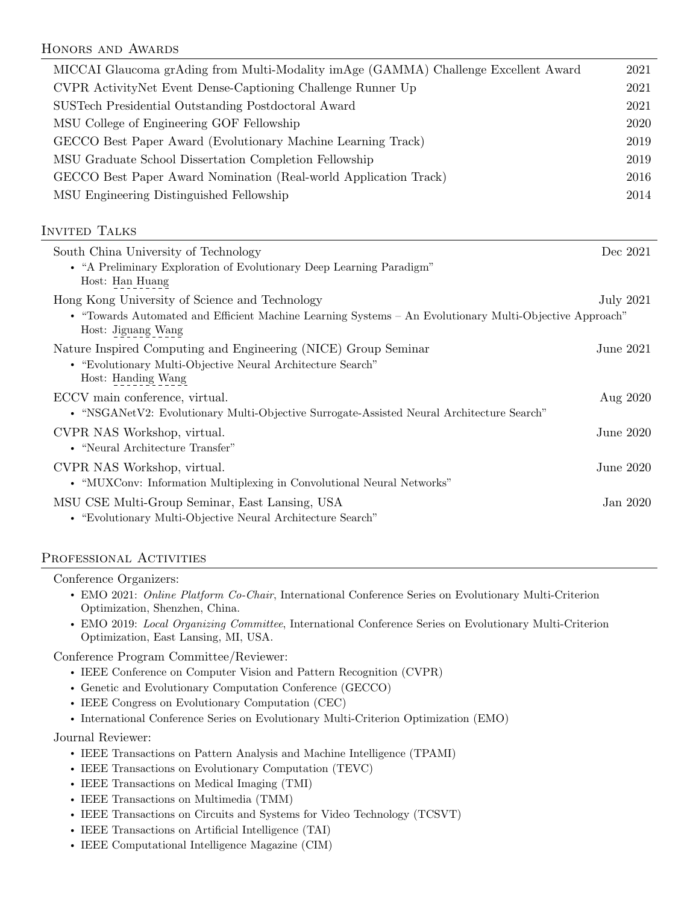## Honors and Awards

| | |
|---|---|
| MICCAI Glaucoma grAding from Multi-Modality imAge (GAMMA) Challenge Excellent Award | 2021 |
| CVPR ActivityNet Event Dense-Captioning Challenge Runner Up | 2021 |
| SUSTech Presidential Outstanding Postdoctoral Award | 2021 |
| MSU College of Engineering GOF Fellowship | 2020 |
| GECCO Best Paper Award (Evolutionary Machine Learning Track) | 2019 |
| MSU Graduate School Dissertation Completion Fellowship | 2019 |
| GECCO Best Paper Award Nomination (Real-world Application Track) | 2016 |
| MSU Engineering Distinguished Fellowship | 2014 |

## Invited Talks

South China University of Technology — Dec 2021
- "A Preliminary Exploration of Evolutionary Deep Learning Paradigm"
  Host: Han Huang

Hong Kong University of Science and Technology — July 2021
- "Towards Automated and Efficient Machine Learning Systems – An Evolutionary Multi-Objective Approach"
  Host: Jiguang Wang

Nature Inspired Computing and Engineering (NICE) Group Seminar — June 2021
- "Evolutionary Multi-Objective Neural Architecture Search"
  Host: Handing Wang

ECCV main conference, virtual. — Aug 2020
- "NSGANetV2: Evolutionary Multi-Objective Surrogate-Assisted Neural Architecture Search"

CVPR NAS Workshop, virtual. — June 2020
- "Neural Architecture Transfer"

CVPR NAS Workshop, virtual. — June 2020
- "MUXConv: Information Multiplexing in Convolutional Neural Networks"

MSU CSE Multi-Group Seminar, East Lansing, USA — Jan 2020
- "Evolutionary Multi-Objective Neural Architecture Search"

## Professional Activities

Conference Organizers:
- EMO 2021: *Online Platform Co-Chair*, International Conference Series on Evolutionary Multi-Criterion Optimization, Shenzhen, China.
- EMO 2019: *Local Organizing Committee*, International Conference Series on Evolutionary Multi-Criterion Optimization, East Lansing, MI, USA.

Conference Program Committee/Reviewer:
- IEEE Conference on Computer Vision and Pattern Recognition (CVPR)
- Genetic and Evolutionary Computation Conference (GECCO)
- IEEE Congress on Evolutionary Computation (CEC)
- International Conference Series on Evolutionary Multi-Criterion Optimization (EMO)

Journal Reviewer:
- IEEE Transactions on Pattern Analysis and Machine Intelligence (TPAMI)
- IEEE Transactions on Evolutionary Computation (TEVC)
- IEEE Transactions on Medical Imaging (TMI)
- IEEE Transactions on Multimedia (TMM)
- IEEE Transactions on Circuits and Systems for Video Technology (TCSVT)
- IEEE Transactions on Artificial Intelligence (TAI)
- IEEE Computational Intelligence Magazine (CIM)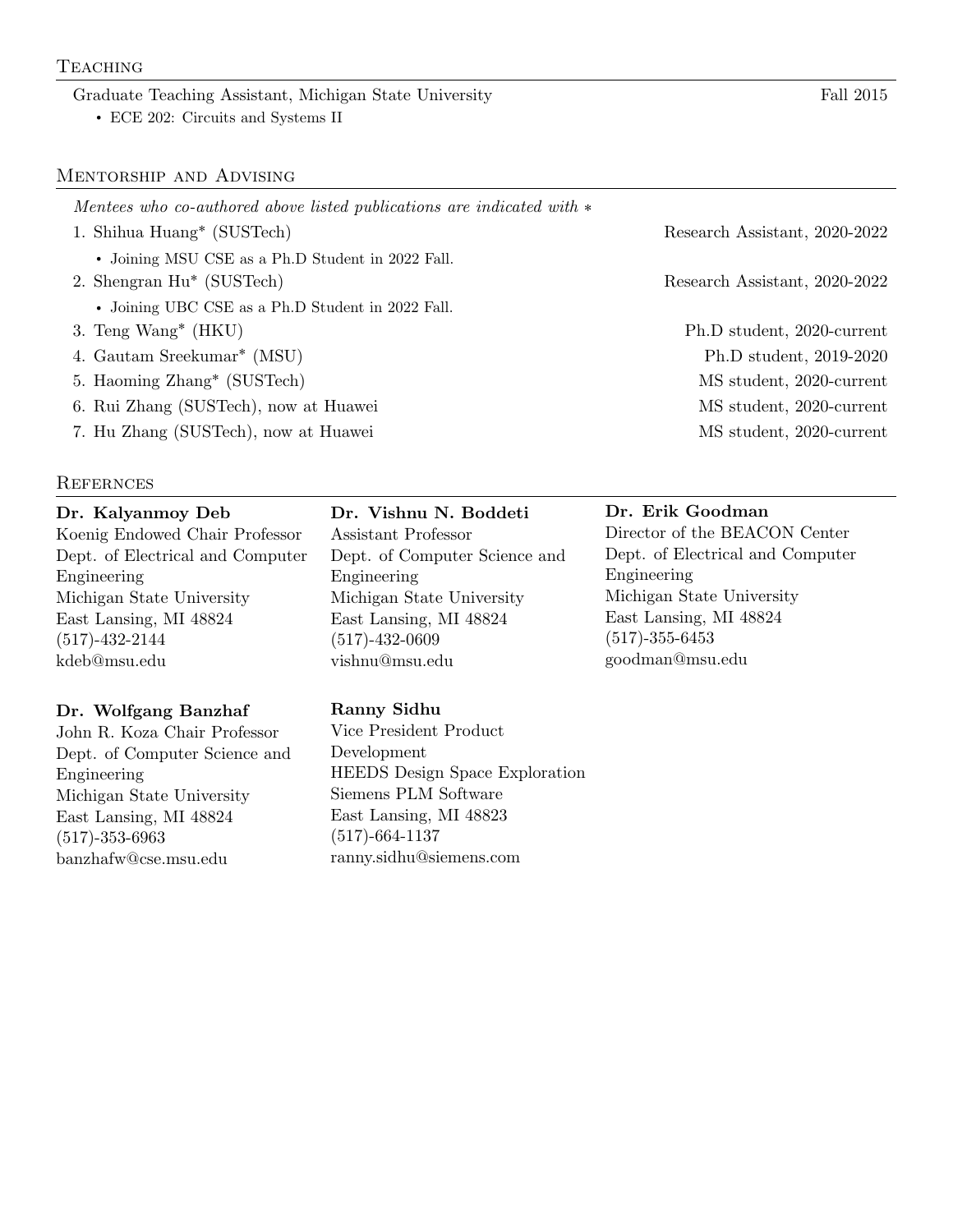## Teaching

Graduate Teaching Assistant, Michigan State University — Fall 2015

- ECE 202: Circuits and Systems II

## Mentorship and Advising

*Mentees who co-authored above listed publications are indicated with ∗*

1. Shihua Huang* (SUSTech) — Research Assistant, 2020-2022
   - Joining MSU CSE as a Ph.D Student in 2022 Fall.
2. Shengran Hu* (SUSTech) — Research Assistant, 2020-2022
   - Joining UBC CSE as a Ph.D Student in 2022 Fall.
3. Teng Wang* (HKU) — Ph.D student, 2020-current
4. Gautam Sreekumar* (MSU) — Ph.D student, 2019-2020
5. Haoming Zhang* (SUSTech) — MS student, 2020-current
6. Rui Zhang (SUSTech), now at Huawei — MS student, 2020-current
7. Hu Zhang (SUSTech), now at Huawei — MS student, 2020-current

## Refernces

**Dr. Kalyanmoy Deb**
Koenig Endowed Chair Professor
Dept. of Electrical and Computer Engineering
Michigan State University
East Lansing, MI 48824
(517)-432-2144
kdeb@msu.edu

**Dr. Vishnu N. Boddeti**
Assistant Professor
Dept. of Computer Science and Engineering
Michigan State University
East Lansing, MI 48824
(517)-432-0609
vishnu@msu.edu

**Dr. Erik Goodman**
Director of the BEACON Center
Dept. of Electrical and Computer Engineering
Michigan State University
East Lansing, MI 48824
(517)-355-6453
goodman@msu.edu

**Dr. Wolfgang Banzhaf**
John R. Koza Chair Professor
Dept. of Computer Science and Engineering
Michigan State University
East Lansing, MI 48824
(517)-353-6963
banzhafw@cse.msu.edu

**Ranny Sidhu**
Vice President Product Development
HEEDS Design Space Exploration
Siemens PLM Software
East Lansing, MI 48823
(517)-664-1137
ranny.sidhu@siemens.com